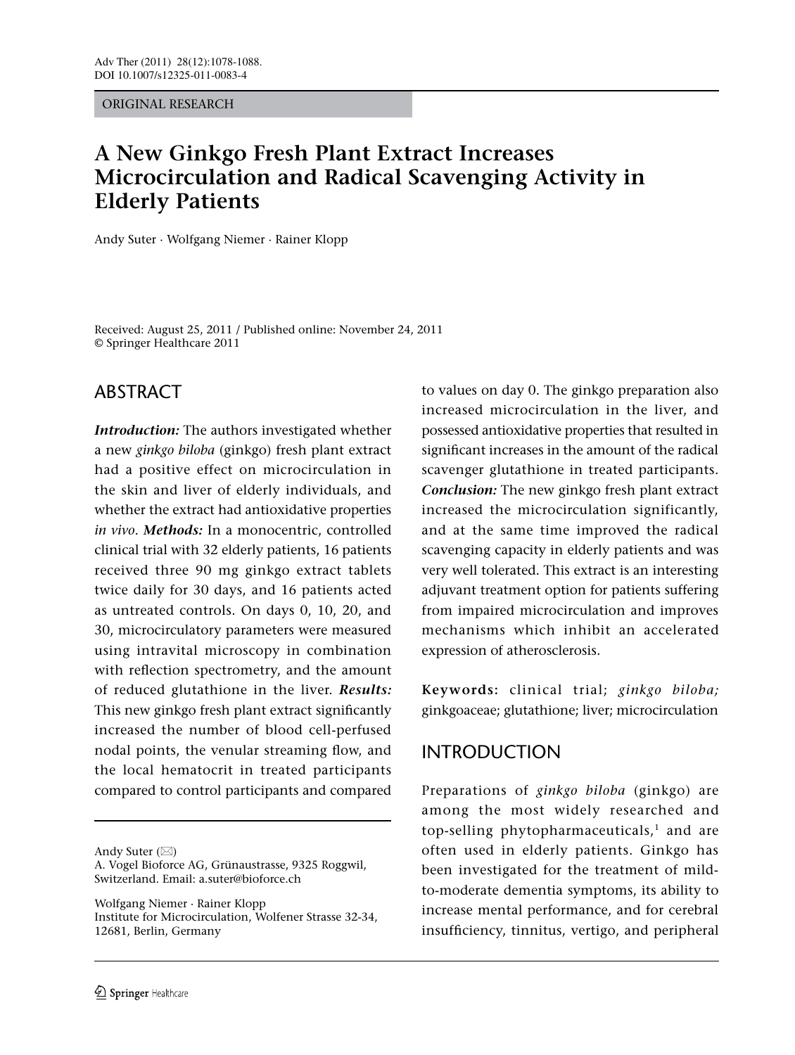ORIGINAL RESEARCH

# A New Ginkgo Fresh Plant Extract Increases Microcirculation and Radical Scavenging Activity in Elderly Patients

Andy Suter · Wolfgang Niemer · Rainer Klopp

Received: August 25, 2011 / Published online: November 24, 2011
© Springer Healthcare 2011

## ABSTRACT

***Introduction:*** The authors investigated whether a new *ginkgo biloba* (ginkgo) fresh plant extract had a positive effect on microcirculation in the skin and liver of elderly individuals, and whether the extract had antioxidative properties *in vivo*. ***Methods:*** In a monocentric, controlled clinical trial with 32 elderly patients, 16 patients received three 90 mg ginkgo extract tablets twice daily for 30 days, and 16 patients acted as untreated controls. On days 0, 10, 20, and 30, microcirculatory parameters were measured using intravital microscopy in combination with reflection spectrometry, and the amount of reduced glutathione in the liver. ***Results:*** This new ginkgo fresh plant extract significantly increased the number of blood cell-perfused nodal points, the venular streaming flow, and the local hematocrit in treated participants compared to control participants and compared to values on day 0. The ginkgo preparation also increased microcirculation in the liver, and possessed antioxidative properties that resulted in significant increases in the amount of the radical scavenger glutathione in treated participants. ***Conclusion:*** The new ginkgo fresh plant extract increased the microcirculation significantly, and at the same time improved the radical scavenging capacity in elderly patients and was very well tolerated. This extract is an interesting adjuvant treatment option for patients suffering from impaired microcirculation and improves mechanisms which inhibit an accelerated expression of atherosclerosis.

**Keywords:** clinical trial; *ginkgo biloba;* ginkgoaceae; glutathione; liver; microcirculation

Andy Suter (✉)
A. Vogel Bioforce AG, Grünaustrasse, 9325 Roggwil, Switzerland. Email: a.suter@bioforce.ch

Wolfgang Niemer · Rainer Klopp
Institute for Microcirculation, Wolfener Strasse 32-34, 12681, Berlin, Germany

## INTRODUCTION

Preparations of *ginkgo biloba* (ginkgo) are among the most widely researched and top-selling phytopharmaceuticals,[1] and are often used in elderly patients. Ginkgo has been investigated for the treatment of mild-to-moderate dementia symptoms, its ability to increase mental performance, and for cerebral insufficiency, tinnitus, vertigo, and peripheral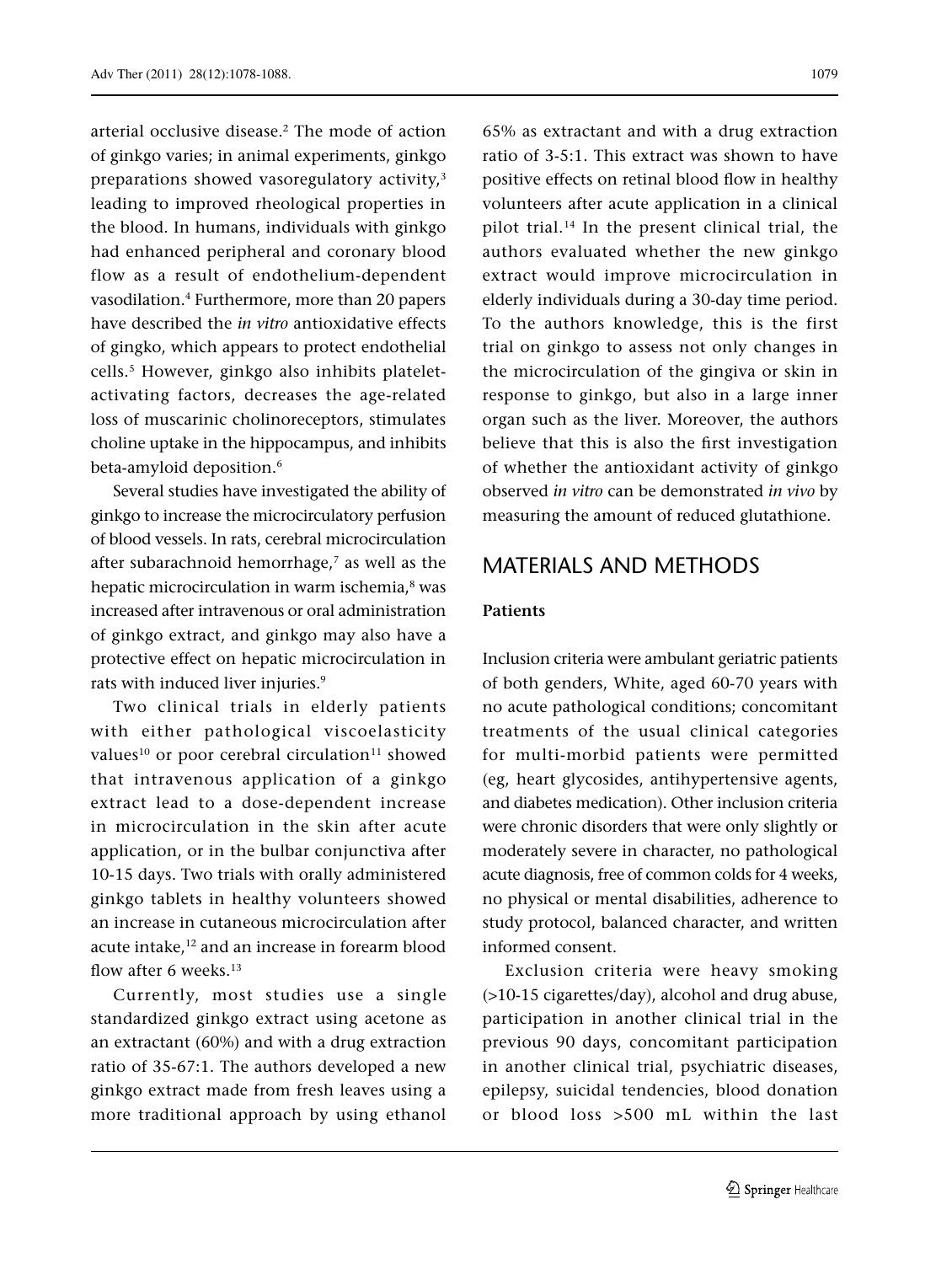arterial occlusive disease.[2] The mode of action of ginkgo varies; in animal experiments, ginkgo preparations showed vasoregulatory activity,[3] leading to improved rheological properties in the blood. In humans, individuals with ginkgo had enhanced peripheral and coronary blood flow as a result of endothelium-dependent vasodilation.[4] Furthermore, more than 20 papers have described the *in vitro* antioxidative effects of gingko, which appears to protect endothelial cells.[5] However, ginkgo also inhibits platelet-activating factors, decreases the age-related loss of muscarinic cholinoreceptors, stimulates choline uptake in the hippocampus, and inhibits beta-amyloid deposition.[6]

Several studies have investigated the ability of ginkgo to increase the microcirculatory perfusion of blood vessels. In rats, cerebral microcirculation after subarachnoid hemorrhage,[7] as well as the hepatic microcirculation in warm ischemia,[8] was increased after intravenous or oral administration of ginkgo extract, and ginkgo may also have a protective effect on hepatic microcirculation in rats with induced liver injuries.[9]

Two clinical trials in elderly patients with either pathological viscoelasticity values[10] or poor cerebral circulation[11] showed that intravenous application of a ginkgo extract lead to a dose-dependent increase in microcirculation in the skin after acute application, or in the bulbar conjunctiva after 10-15 days. Two trials with orally administered ginkgo tablets in healthy volunteers showed an increase in cutaneous microcirculation after acute intake,[12] and an increase in forearm blood flow after 6 weeks.[13]

Currently, most studies use a single standardized ginkgo extract using acetone as an extractant (60%) and with a drug extraction ratio of 35-67:1. The authors developed a new ginkgo extract made from fresh leaves using a more traditional approach by using ethanol 65% as extractant and with a drug extraction ratio of 3-5:1. This extract was shown to have positive effects on retinal blood flow in healthy volunteers after acute application in a clinical pilot trial.[14] In the present clinical trial, the authors evaluated whether the new ginkgo extract would improve microcirculation in elderly individuals during a 30-day time period. To the authors knowledge, this is the first trial on ginkgo to assess not only changes in the microcirculation of the gingiva or skin in response to ginkgo, but also in a large inner organ such as the liver. Moreover, the authors believe that this is also the first investigation of whether the antioxidant activity of ginkgo observed *in vitro* can be demonstrated *in vivo* by measuring the amount of reduced glutathione.

## MATERIALS AND METHODS

### Patients

Inclusion criteria were ambulant geriatric patients of both genders, White, aged 60-70 years with no acute pathological conditions; concomitant treatments of the usual clinical categories for multi-morbid patients were permitted (eg, heart glycosides, antihypertensive agents, and diabetes medication). Other inclusion criteria were chronic disorders that were only slightly or moderately severe in character, no pathological acute diagnosis, free of common colds for 4 weeks, no physical or mental disabilities, adherence to study protocol, balanced character, and written informed consent.

Exclusion criteria were heavy smoking (>10-15 cigarettes/day), alcohol and drug abuse, participation in another clinical trial in the previous 90 days, concomitant participation in another clinical trial, psychiatric diseases, epilepsy, suicidal tendencies, blood donation or blood loss >500 mL within the last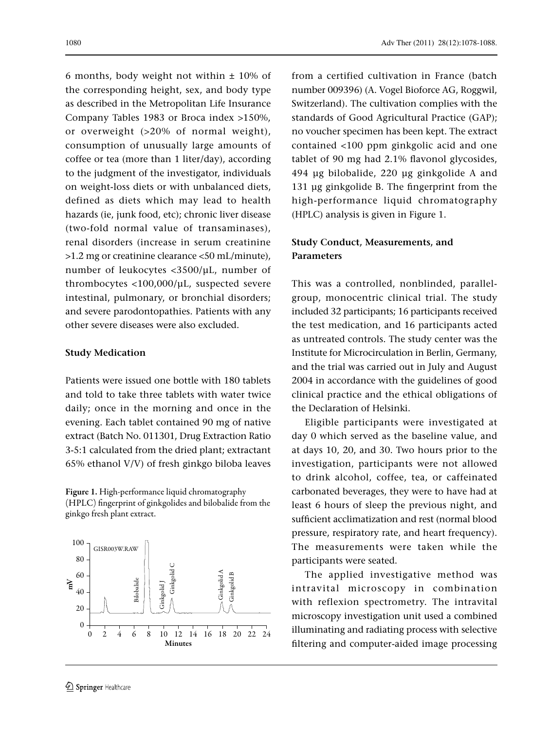6 months, body weight not within ± 10% of the corresponding height, sex, and body type as described in the Metropolitan Life Insurance Company Tables 1983 or Broca index >150%, or overweight (>20% of normal weight), consumption of unusually large amounts of coffee or tea (more than 1 liter/day), according to the judgment of the investigator, individuals on weight-loss diets or with unbalanced diets, defined as diets which may lead to health hazards (ie, junk food, etc); chronic liver disease (two-fold normal value of transaminases), renal disorders (increase in serum creatinine >1.2 mg or creatinine clearance <50 mL/minute), number of leukocytes <3500/μL, number of thrombocytes <100,000/μL, suspected severe intestinal, pulmonary, or bronchial disorders; and severe parodontopathies. Patients with any other severe diseases were also excluded.

### Study Medication

Patients were issued one bottle with 180 tablets and told to take three tablets with water twice daily; once in the morning and once in the evening. Each tablet contained 90 mg of native extract (Batch No. 011301, Drug Extraction Ratio 3-5:1 calculated from the dried plant; extractant 65% ethanol V/V) of fresh ginkgo biloba leaves from a certified cultivation in France (batch number 009396) (A. Vogel Bioforce AG, Roggwil, Switzerland). The cultivation complies with the standards of Good Agricultural Practice (GAP); no voucher specimen has been kept. The extract contained <100 ppm ginkgolic acid and one tablet of 90 mg had 2.1% flavonol glycosides, 494 μg bilobalide, 220 μg ginkgolide A and 131 μg ginkgolide B. The fingerprint from the high-performance liquid chromatography (HPLC) analysis is given in Figure 1.

**Figure 1.** High-performance liquid chromatography (HPLC) fingerprint of ginkgolides and bilobalide from the ginkgo fresh plant extract.

### Study Conduct, Measurements, and Parameters

This was a controlled, nonblinded, parallel-group, monocentric clinical trial. The study included 32 participants; 16 participants received the test medication, and 16 participants acted as untreated controls. The study center was the Institute for Microcirculation in Berlin, Germany, and the trial was carried out in July and August 2004 in accordance with the guidelines of good clinical practice and the ethical obligations of the Declaration of Helsinki.

Eligible participants were investigated at day 0 which served as the baseline value, and at days 10, 20, and 30. Two hours prior to the investigation, participants were not allowed to drink alcohol, coffee, tea, or caffeinated carbonated beverages, they were to have had at least 6 hours of sleep the previous night, and sufficient acclimatization and rest (normal blood pressure, respiratory rate, and heart frequency). The measurements were taken while the participants were seated.

The applied investigative method was intravital microscopy in combination with reflexion spectrometry. The intravital microscopy investigation unit used a combined illuminating and radiating process with selective filtering and computer-aided image processing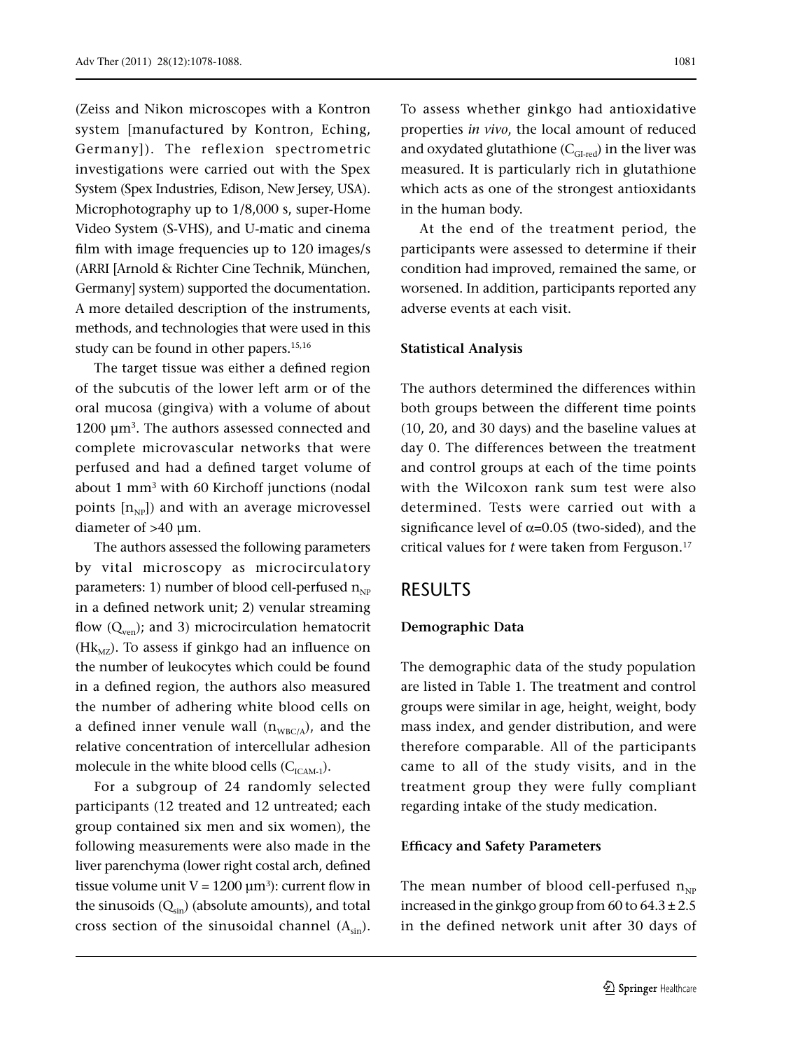(Zeiss and Nikon microscopes with a Kontron system [manufactured by Kontron, Eching, Germany]). The reflexion spectrometric investigations were carried out with the Spex System (Spex Industries, Edison, New Jersey, USA). Microphotography up to 1/8,000 s, super-Home Video System (S-VHS), and U-matic and cinema film with image frequencies up to 120 images/s (ARRI [Arnold & Richter Cine Technik, München, Germany] system) supported the documentation. A more detailed description of the instruments, methods, and technologies that were used in this study can be found in other papers.[15,16]

The target tissue was either a defined region of the subcutis of the lower left arm or of the oral mucosa (gingiva) with a volume of about 1200 $\mu m^3$. The authors assessed connected and complete microvascular networks that were perfused and had a defined target volume of about 1 $mm^3$ with 60 Kirchoff junctions (nodal points [$n_{NP}$]) and with an average microvessel diameter of >40 µm.

The authors assessed the following parameters by vital microscopy as microcirculatory parameters: 1) number of blood cell-perfused $n_{NP}$ in a defined network unit; 2) venular streaming flow ($Q_{ven}$); and 3) microcirculation hematocrit ($Hk_{MZ}$). To assess if ginkgo had an influence on the number of leukocytes which could be found in a defined region, the authors also measured the number of adhering white blood cells on a defined inner venule wall ($n_{WBC/A}$), and the relative concentration of intercellular adhesion molecule in the white blood cells ($C_{ICAM-1}$).

For a subgroup of 24 randomly selected participants (12 treated and 12 untreated; each group contained six men and six women), the following measurements were also made in the liver parenchyma (lower right costal arch, defined tissue volume unit V = 1200 $\mu m^3$): current flow in the sinusoids ($Q_{sin}$) (absolute amounts), and total cross section of the sinusoidal channel ($A_{sin}$). To assess whether ginkgo had antioxidative properties *in vivo*, the local amount of reduced and oxydated glutathione ($C_{Gl\text{-}red}$) in the liver was measured. It is particularly rich in glutathione which acts as one of the strongest antioxidants in the human body.

At the end of the treatment period, the participants were assessed to determine if their condition had improved, remained the same, or worsened. In addition, participants reported any adverse events at each visit.

### Statistical Analysis

The authors determined the differences within both groups between the different time points (10, 20, and 30 days) and the baseline values at day 0. The differences between the treatment and control groups at each of the time points with the Wilcoxon rank sum test were also determined. Tests were carried out with a significance level of $\alpha$=0.05 (two-sided), and the critical values for *t* were taken from Ferguson.[17]

## RESULTS

### Demographic Data

The demographic data of the study population are listed in Table 1. The treatment and control groups were similar in age, height, weight, body mass index, and gender distribution, and were therefore comparable. All of the participants came to all of the study visits, and in the treatment group they were fully compliant regarding intake of the study medication.

### Efficacy and Safety Parameters

The mean number of blood cell-perfused $n_{NP}$ increased in the ginkgo group from 60 to 64.3 ± 2.5 in the defined network unit after 30 days of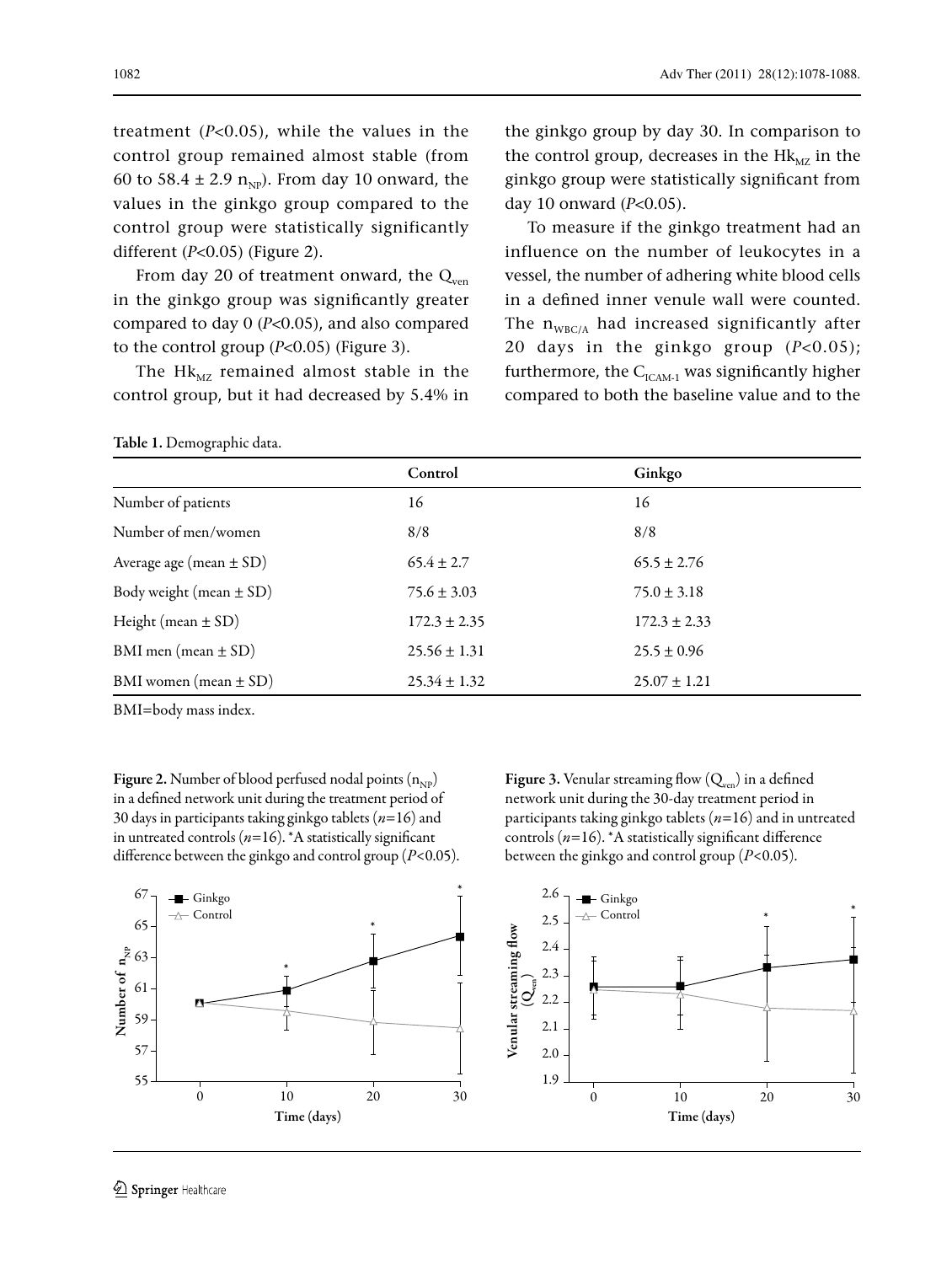treatment ($P$<0.05), while the values in the control group remained almost stable (from 60 to 58.4 ± 2.9 $n_{NP}$). From day 10 onward, the values in the ginkgo group compared to the control group were statistically significantly different ($P$<0.05) (Figure 2).

From day 20 of treatment onward, the $Q_{ven}$ in the ginkgo group was significantly greater compared to day 0 ($P$<0.05), and also compared to the control group ($P$<0.05) (Figure 3).

The $Hk_{MZ}$ remained almost stable in the control group, but it had decreased by 5.4% in the ginkgo group by day 30. In comparison to the control group, decreases in the $Hk_{MZ}$ in the ginkgo group were statistically significant from day 10 onward ($P$<0.05).

To measure if the ginkgo treatment had an influence on the number of leukocytes in a vessel, the number of adhering white blood cells in a defined inner venule wall were counted. The $n_{WBC/A}$ had increased significantly after 20 days in the ginkgo group ($P$<0.05); furthermore, the $C_{ICAM-1}$ was significantly higher compared to both the baseline value and to the

**Table 1.** Demographic data.

| | Control | Ginkgo |
|---|---|---|
| Number of patients | 16 | 16 |
| Number of men/women | 8/8 | 8/8 |
| Average age (mean ± SD) | 65.4 ± 2.7 | 65.5 ± 2.76 |
| Body weight (mean ± SD) | 75.6 ± 3.03 | 75.0 ± 3.18 |
| Height (mean ± SD) | 172.3 ± 2.35 | 172.3 ± 2.33 |
| BMI men (mean ± SD) | 25.56 ± 1.31 | 25.5 ± 0.96 |
| BMI women (mean ± SD) | 25.34 ± 1.32 | 25.07 ± 1.21 |

BMI=body mass index.

**Figure 2.** Number of blood perfused nodal points ($n_{NP}$) in a defined network unit during the treatment period of 30 days in participants taking ginkgo tablets ($n$=16) and in untreated controls ($n$=16). *A statistically significant difference between the ginkgo and control group ($P$<0.05).

**Figure 3.** Venular streaming flow ($Q_{ven}$) in a defined network unit during the 30-day treatment period in participants taking ginkgo tablets ($n$=16) and in untreated controls ($n$=16). *A statistically significant difference between the ginkgo and control group ($P$<0.05).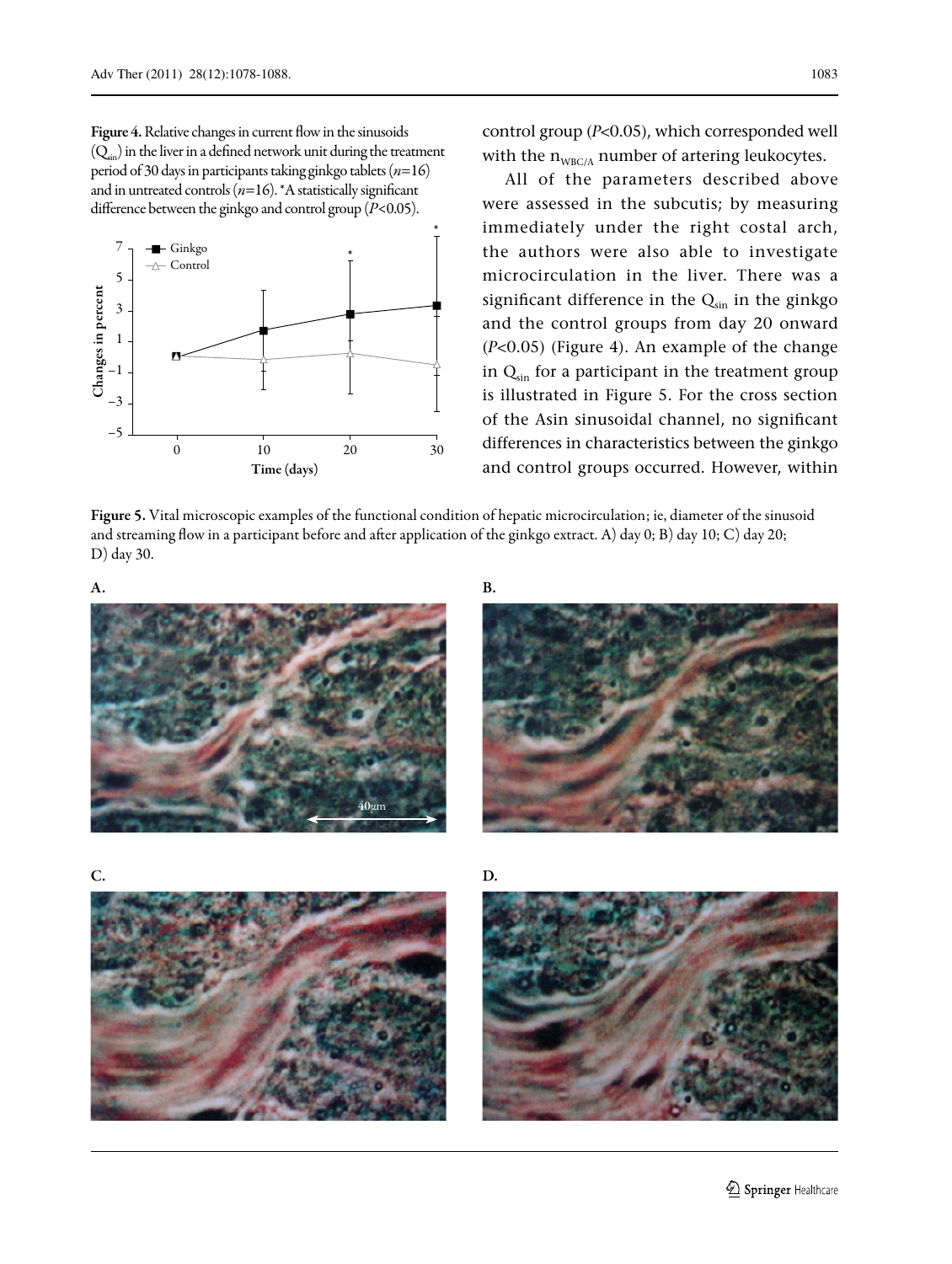**Figure 4.** Relative changes in current flow in the sinusoids ($Q_{sin}$) in the liver in a defined network unit during the treatment period of 30 days in participants taking ginkgo tablets ($n$=16) and in untreated controls ($n$=16). *A statistically significant difference between the ginkgo and control group ($P$<0.05).

control group ($P$<0.05), which corresponded well with the $n_{WBC/A}$ number of artering leukocytes.

All of the parameters described above were assessed in the subcutis; by measuring immediately under the right costal arch, the authors were also able to investigate microcirculation in the liver. There was a significant difference in the $Q_{sin}$ in the ginkgo and the control groups from day 20 onward ($P$<0.05) (Figure 4). An example of the change in $Q_{sin}$ for a participant in the treatment group is illustrated in Figure 5. For the cross section of the Asin sinusoidal channel, no significant differences in characteristics between the ginkgo and control groups occurred. However, within

**Figure 5.** Vital microscopic examples of the functional condition of hepatic microcirculation; ie, diameter of the sinusoid and streaming flow in a participant before and after application of the ginkgo extract. A) day 0; B) day 10; C) day 20; D) day 30.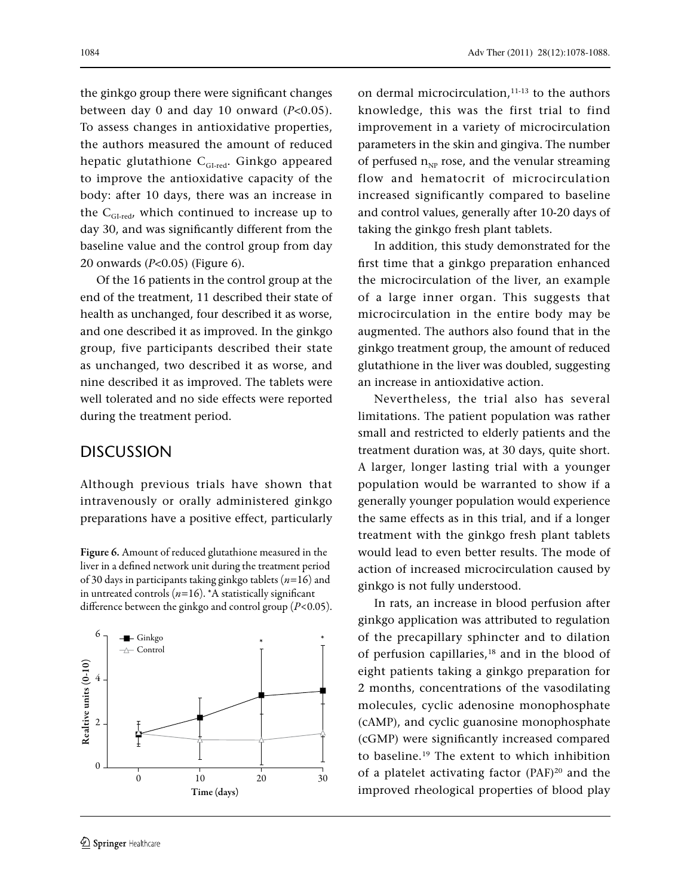the ginkgo group there were significant changes between day 0 and day 10 onward ($P<0.05$). To assess changes in antioxidative properties, the authors measured the amount of reduced hepatic glutathione $C_{GI\text{-}red}$. Ginkgo appeared to improve the antioxidative capacity of the body: after 10 days, there was an increase in the $C_{GI\text{-}red}$, which continued to increase up to day 30, and was significantly different from the baseline value and the control group from day 20 onwards ($P<0.05$) (Figure 6).

Of the 16 patients in the control group at the end of the treatment, 11 described their state of health as unchanged, four described it as worse, and one described it as improved. In the ginkgo group, five participants described their state as unchanged, two described it as worse, and nine described it as improved. The tablets were well tolerated and no side effects were reported during the treatment period.

## DISCUSSION

Although previous trials have shown that intravenously or orally administered ginkgo preparations have a positive effect, particularly on dermal microcirculation,[11-13] to the authors knowledge, this was the first trial to find improvement in a variety of microcirculation parameters in the skin and gingiva. The number of perfused $n_{NP}$ rose, and the venular streaming flow and hematocrit of microcirculation increased significantly compared to baseline and control values, generally after 10-20 days of taking the ginkgo fresh plant tablets.

**Figure 6.** Amount of reduced glutathione measured in the liver in a defined network unit during the treatment period of 30 days in participants taking ginkgo tablets ($n$=16) and in untreated controls ($n$=16). *A statistically significant difference between the ginkgo and control group ($P<0.05$).

In addition, this study demonstrated for the first time that a ginkgo preparation enhanced the microcirculation of the liver, an example of a large inner organ. This suggests that microcirculation in the entire body may be augmented. The authors also found that in the ginkgo treatment group, the amount of reduced glutathione in the liver was doubled, suggesting an increase in antioxidative action.

Nevertheless, the trial also has several limitations. The patient population was rather small and restricted to elderly patients and the treatment duration was, at 30 days, quite short. A larger, longer lasting trial with a younger population would be warranted to show if a generally younger population would experience the same effects as in this trial, and if a longer treatment with the ginkgo fresh plant tablets would lead to even better results. The mode of action of increased microcirculation caused by ginkgo is not fully understood.

In rats, an increase in blood perfusion after ginkgo application was attributed to regulation of the precapillary sphincter and to dilation of perfusion capillaries,[18] and in the blood of eight patients taking a ginkgo preparation for 2 months, concentrations of the vasodilating molecules, cyclic adenosine monophosphate (cAMP), and cyclic guanosine monophosphate (cGMP) were significantly increased compared to baseline.[19] The extent to which inhibition of a platelet activating factor (PAF)[20] and the improved rheological properties of blood play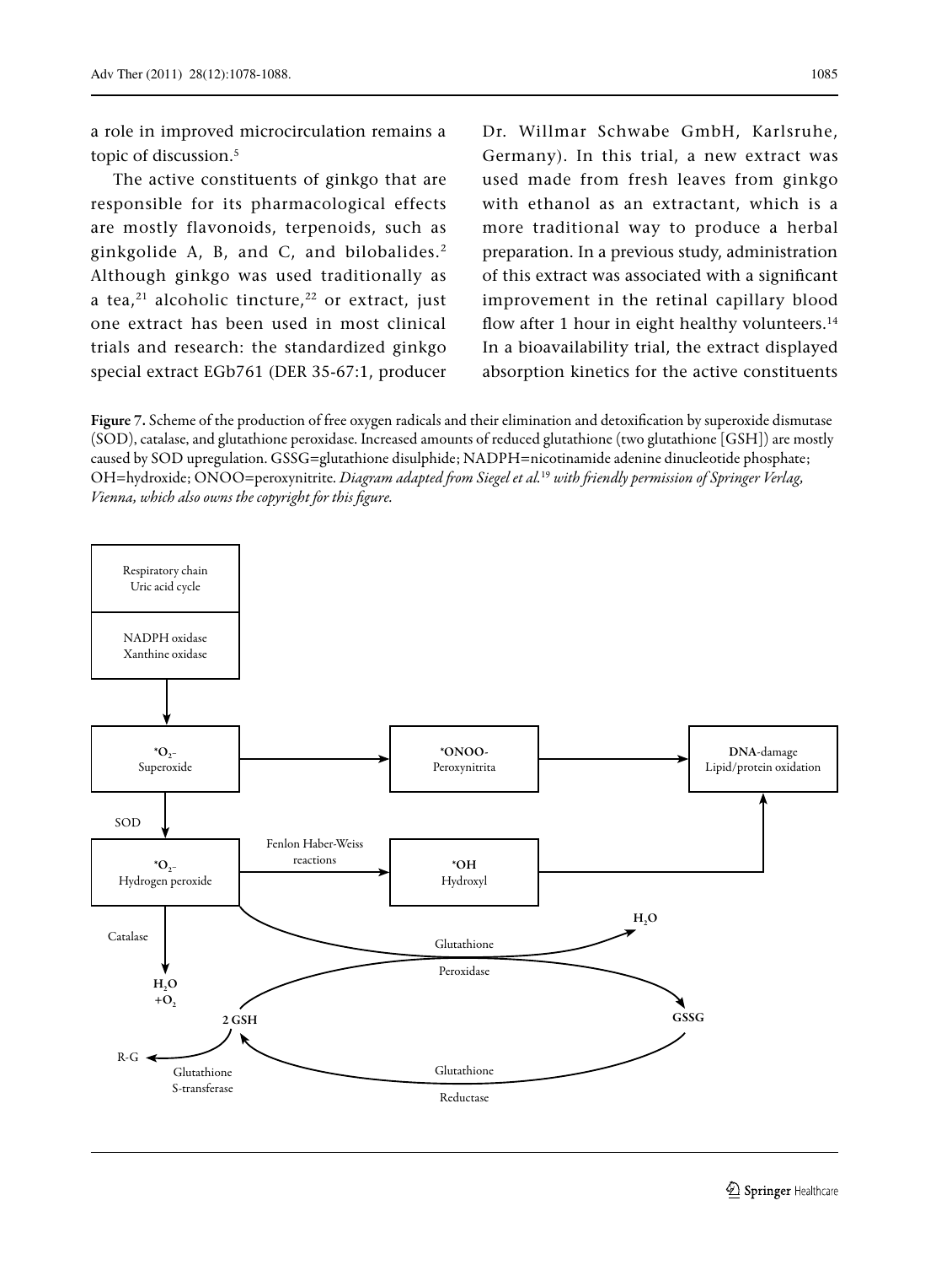a role in improved microcirculation remains a topic of discussion.[5]

The active constituents of ginkgo that are responsible for its pharmacological effects are mostly flavonoids, terpenoids, such as ginkgolide A, B, and C, and bilobalides.[2] Although ginkgo was used traditionally as a tea,[21] alcoholic tincture,[22] or extract, just one extract has been used in most clinical trials and research: the standardized ginkgo special extract EGb761 (DER 35-67:1, producer Dr. Willmar Schwabe GmbH, Karlsruhe, Germany). In this trial, a new extract was used made from fresh leaves from ginkgo with ethanol as an extractant, which is a more traditional way to produce a herbal preparation. In a previous study, administration of this extract was associated with a significant improvement in the retinal capillary blood flow after 1 hour in eight healthy volunteers.[14] In a bioavailability trial, the extract displayed absorption kinetics for the active constituents

**Figure 7.** Scheme of the production of free oxygen radicals and their elimination and detoxification by superoxide dismutase (SOD), catalase, and glutathione peroxidase. Increased amounts of reduced glutathione (two glutathione [GSH]) are mostly caused by SOD upregulation. GSSG=glutathione disulphide; NADPH=nicotinamide adenine dinucleotide phosphate; OH=hydroxide; ONOO=peroxynitrite. *Diagram adapted from Siegel et al.*[19] *with friendly permission of Springer Verlag, Vienna, which also owns the copyright for this figure.*

Respiratory chain
Uric acid cycle

NADPH oxidase
Xanthine oxidase

$^*O_2^-$
Superoxide

*ONOO-
Peroxynitrita

DNA-damage
Lipid/protein oxidation

SOD

$^*O_2^-$
Hydrogen peroxide

Fenlon Haber-Weiss reactions

*OH
Hydroxyl

Catalase

$H_2O$
$+O_2$

$H_2O$

Glutathione
Peroxidase

2 GSH

GSSG

R-G

Glutathione
S-transferase

Glutathione
Reductase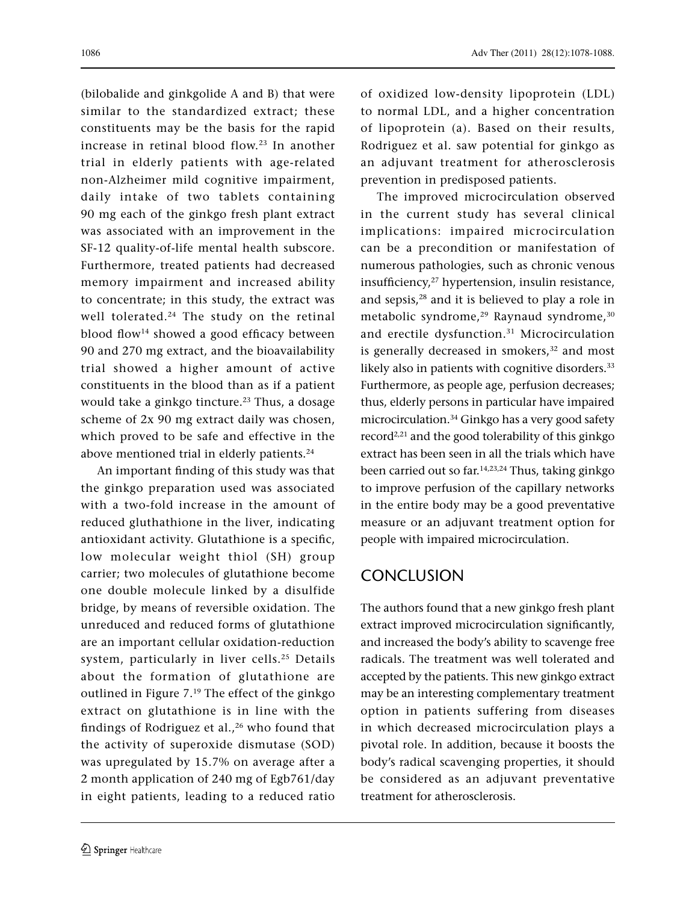(bilobalide and ginkgolide A and B) that were similar to the standardized extract; these constituents may be the basis for the rapid increase in retinal blood flow.[23] In another trial in elderly patients with age-related non-Alzheimer mild cognitive impairment, daily intake of two tablets containing 90 mg each of the ginkgo fresh plant extract was associated with an improvement in the SF-12 quality-of-life mental health subscore. Furthermore, treated patients had decreased memory impairment and increased ability to concentrate; in this study, the extract was well tolerated.[24] The study on the retinal blood flow[14] showed a good efficacy between 90 and 270 mg extract, and the bioavailability trial showed a higher amount of active constituents in the blood than as if a patient would take a ginkgo tincture.[23] Thus, a dosage scheme of 2x 90 mg extract daily was chosen, which proved to be safe and effective in the above mentioned trial in elderly patients.[24]

An important finding of this study was that the ginkgo preparation used was associated with a two-fold increase in the amount of reduced gluthathione in the liver, indicating antioxidant activity. Glutathione is a specific, low molecular weight thiol (SH) group carrier; two molecules of glutathione become one double molecule linked by a disulfide bridge, by means of reversible oxidation. The unreduced and reduced forms of glutathione are an important cellular oxidation-reduction system, particularly in liver cells.[25] Details about the formation of glutathione are outlined in Figure 7.[19] The effect of the ginkgo extract on glutathione is in line with the findings of Rodriguez et al.,[26] who found that the activity of superoxide dismutase (SOD) was upregulated by 15.7% on average after a 2 month application of 240 mg of Egb761/day in eight patients, leading to a reduced ratio of oxidized low-density lipoprotein (LDL) to normal LDL, and a higher concentration of lipoprotein (a). Based on their results, Rodriguez et al. saw potential for ginkgo as an adjuvant treatment for atherosclerosis prevention in predisposed patients.

The improved microcirculation observed in the current study has several clinical implications: impaired microcirculation can be a precondition or manifestation of numerous pathologies, such as chronic venous insufficiency,[27] hypertension, insulin resistance, and sepsis,[28] and it is believed to play a role in metabolic syndrome,[29] Raynaud syndrome,[30] and erectile dysfunction.[31] Microcirculation is generally decreased in smokers,[32] and most likely also in patients with cognitive disorders.[33] Furthermore, as people age, perfusion decreases; thus, elderly persons in particular have impaired microcirculation.[34] Ginkgo has a very good safety record[2,21] and the good tolerability of this ginkgo extract has been seen in all the trials which have been carried out so far.[14,23,24] Thus, taking ginkgo to improve perfusion of the capillary networks in the entire body may be a good preventative measure or an adjuvant treatment option for people with impaired microcirculation.

## CONCLUSION

The authors found that a new ginkgo fresh plant extract improved microcirculation significantly, and increased the body's ability to scavenge free radicals. The treatment was well tolerated and accepted by the patients. This new ginkgo extract may be an interesting complementary treatment option in patients suffering from diseases in which decreased microcirculation plays a pivotal role. In addition, because it boosts the body's radical scavenging properties, it should be considered as an adjuvant preventative treatment for atherosclerosis.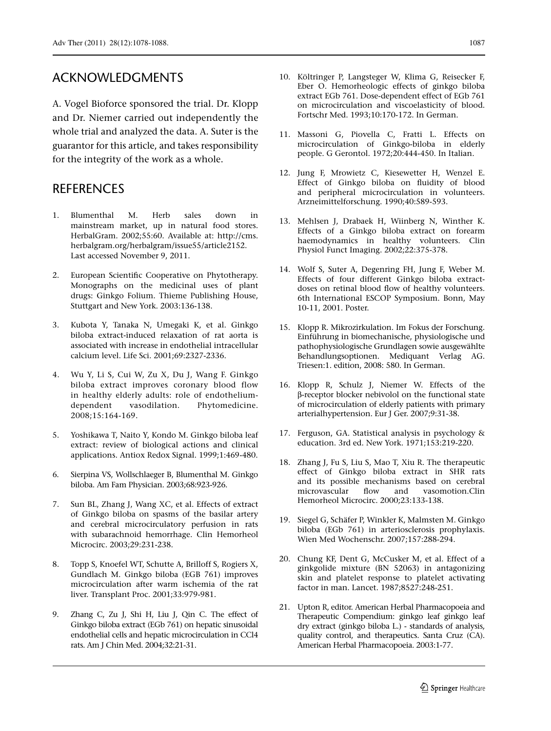## ACKNOWLEDGMENTS

A. Vogel Bioforce sponsored the trial. Dr. Klopp and Dr. Niemer carried out independently the whole trial and analyzed the data. A. Suter is the guarantor for this article, and takes responsibility for the integrity of the work as a whole.

## REFERENCES

1. Blumenthal M. Herb sales down in mainstream market, up in natural food stores. HerbalGram. 2002;55:60. Available at: http://cms.herbalgram.org/herbalgram/issue55/article2152. Last accessed November 9, 2011.

2. European Scientific Cooperative on Phytotherapy. Monographs on the medicinal uses of plant drugs: Ginkgo Folium. Thieme Publishing House, Stuttgart and New York. 2003:136-138.

3. Kubota Y, Tanaka N, Umegaki K, et al. Ginkgo biloba extract-induced relaxation of rat aorta is associated with increase in endothelial intracellular calcium level. Life Sci. 2001;69:2327-2336.

4. Wu Y, Li S, Cui W, Zu X, Du J, Wang F. Ginkgo biloba extract improves coronary blood flow in healthy elderly adults: role of endothelium-dependent vasodilation. Phytomedicine. 2008;15:164-169.

5. Yoshikawa T, Naito Y, Kondo M. Ginkgo biloba leaf extract: review of biological actions and clinical applications. Antiox Redox Signal. 1999;1:469-480.

6. Sierpina VS, Wollschlaeger B, Blumenthal M. Ginkgo biloba. Am Fam Physician. 2003;68:923-926.

7. Sun BL, Zhang J, Wang XC, et al. Effects of extract of Ginkgo biloba on spasms of the basilar artery and cerebral microcirculatory perfusion in rats with subarachnoid hemorrhage. Clin Hemorheol Microcirc. 2003;29:231-238.

8. Topp S, Knoefel WT, Schutte A, Brilloff S, Rogiers X, Gundlach M. Ginkgo biloba (EGB 761) improves microcirculation after warm ischemia of the rat liver. Transplant Proc. 2001;33:979-981.

9. Zhang C, Zu J, Shi H, Liu J, Qin C. The effect of Ginkgo biloba extract (EGb 761) on hepatic sinusoidal endothelial cells and hepatic microcirculation in CCl4 rats. Am J Chin Med. 2004;32:21-31.

10. Költringer P, Langsteger W, Klima G, Reisecker F, Eber O. Hemorheologic effects of ginkgo biloba extract EGb 761. Dose-dependent effect of EGb 761 on microcirculation and viscoelasticity of blood. Fortschr Med. 1993;10:170-172. In German.

11. Massoni G, Piovella C, Fratti L. Effects on microcirculation of Ginkgo-biloba in elderly people. G Gerontol. 1972;20:444-450. In Italian.

12. Jung F, Mrowietz C, Kiesewetter H, Wenzel E. Effect of Ginkgo biloba on fluidity of blood and peripheral microcirculation in volunteers. Arzneimittelforschung. 1990;40:589-593.

13. Mehlsen J, Drabaek H, Wiinberg N, Winther K. Effects of a Ginkgo biloba extract on forearm haemodynamics in healthy volunteers. Clin Physiol Funct Imaging. 2002;22:375-378.

14. Wolf S, Suter A, Degenring FH, Jung F, Weber M. Effects of four different Ginkgo biloba extract-doses on retinal blood flow of healthy volunteers. 6th International ESCOP Symposium. Bonn, May 10-11, 2001. Poster.

15. Klopp R. Mikrozirkulation. Im Fokus der Forschung. Einführung in biomechanische, physiologische und pathophysiologische Grundlagen sowie ausgewählte Behandlungsoptionen. Mediquant Verlag AG. Triesen:1. edition, 2008: 580. In German.

16. Klopp R, Schulz J, Niemer W. Effects of the β-receptor blocker nebivolol on the functional state of microcirculation of elderly patients with primary arterialhypertension. Eur J Ger. 2007;9:31-38.

17. Ferguson, GA. Statistical analysis in psychology & education. 3rd ed. New York. 1971;153:219-220.

18. Zhang J, Fu S, Liu S, Mao T, Xiu R. The therapeutic effect of Ginkgo biloba extract in SHR rats and its possible mechanisms based on cerebral microvascular flow and vasomotion.Clin Hemorheol Microcirc. 2000;23:133-138.

19. Siegel G, Schäfer P, Winkler K, Malmsten M. Ginkgo biloba (EGb 761) in arteriosclerosis prophylaxis. Wien Med Wochenschr. 2007;157:288-294.

20. Chung KF, Dent G, McCusker M, et al. Effect of a ginkgolide mixture (BN 52063) in antagonizing skin and platelet response to platelet activating factor in man. Lancet. 1987;8527:248-251.

21. Upton R, editor. American Herbal Pharmacopoeia and Therapeutic Compendium: ginkgo leaf ginkgo leaf dry extract (ginkgo biloba L.) - standards of analysis, quality control, and therapeutics. Santa Cruz (CA). American Herbal Pharmacopoeia. 2003:1-77.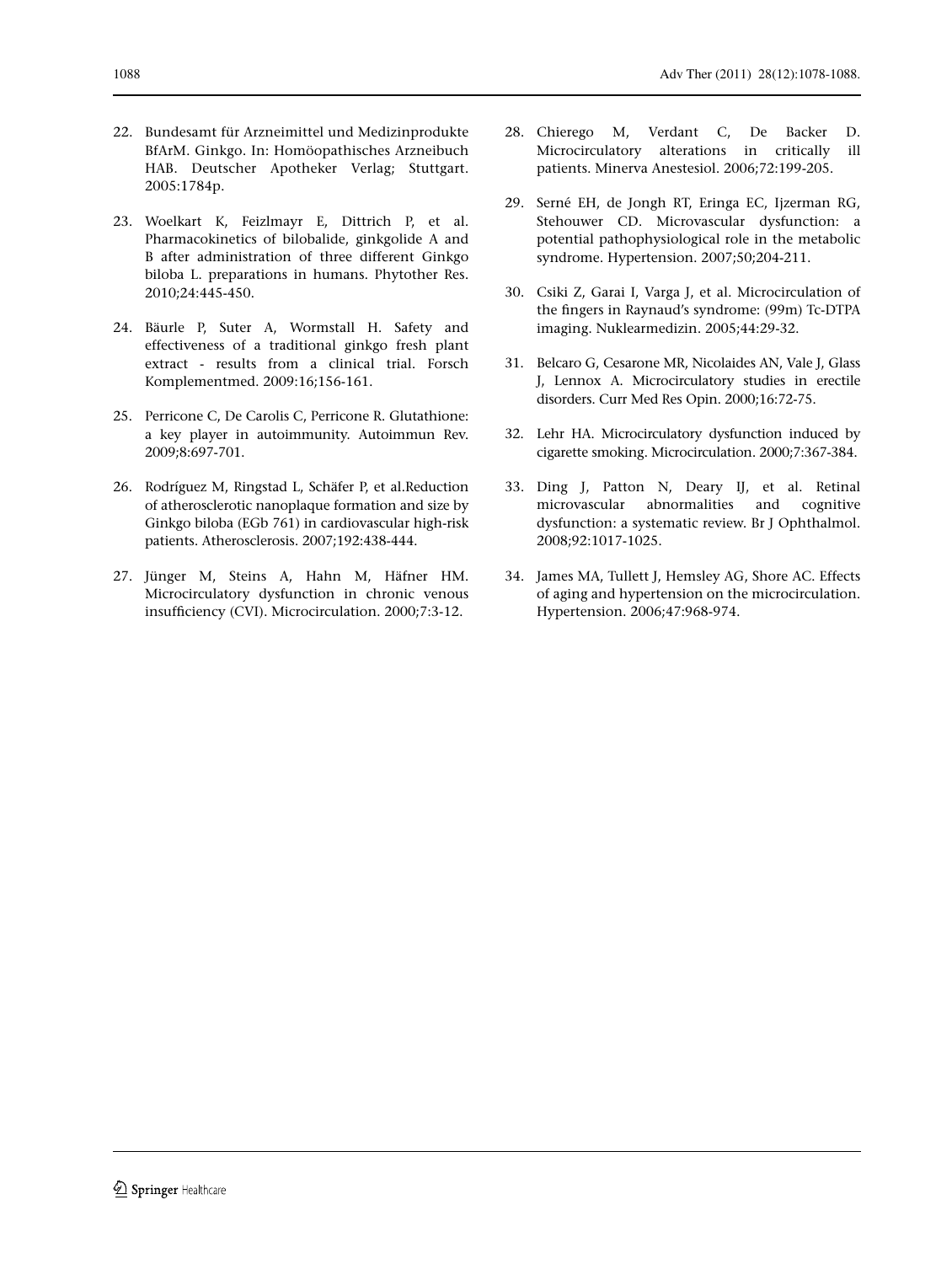22. Bundesamt für Arzneimittel und Medizinprodukte BfArM. Ginkgo. In: Homöopathisches Arzneibuch HAB. Deutscher Apotheker Verlag; Stuttgart. 2005:1784p.

23. Woelkart K, Feizlmayr E, Dittrich P, et al. Pharmacokinetics of bilobalide, ginkgolide A and B after administration of three different Ginkgo biloba L. preparations in humans. Phytother Res. 2010;24:445-450.

24. Bäurle P, Suter A, Wormstall H. Safety and effectiveness of a traditional ginkgo fresh plant extract - results from a clinical trial. Forsch Komplementmed. 2009:16;156-161.

25. Perricone C, De Carolis C, Perricone R. Glutathione: a key player in autoimmunity. Autoimmun Rev. 2009;8:697-701.

26. Rodríguez M, Ringstad L, Schäfer P, et al.Reduction of atherosclerotic nanoplaque formation and size by Ginkgo biloba (EGb 761) in cardiovascular high-risk patients. Atherosclerosis. 2007;192:438-444.

27. Jünger M, Steins A, Hahn M, Häfner HM. Microcirculatory dysfunction in chronic venous insufficiency (CVI). Microcirculation. 2000;7:3-12.

28. Chierego M, Verdant C, De Backer D. Microcirculatory alterations in critically ill patients. Minerva Anestesiol. 2006;72:199-205.

29. Serné EH, de Jongh RT, Eringa EC, Ijzerman RG, Stehouwer CD. Microvascular dysfunction: a potential pathophysiological role in the metabolic syndrome. Hypertension. 2007;50;204-211.

30. Csiki Z, Garai I, Varga J, et al. Microcirculation of the fingers in Raynaud's syndrome: (99m) Tc-DTPA imaging. Nuklearmedizin. 2005;44:29-32.

31. Belcaro G, Cesarone MR, Nicolaides AN, Vale J, Glass J, Lennox A. Microcirculatory studies in erectile disorders. Curr Med Res Opin. 2000;16:72-75.

32. Lehr HA. Microcirculatory dysfunction induced by cigarette smoking. Microcirculation. 2000;7:367-384.

33. Ding J, Patton N, Deary IJ, et al. Retinal microvascular abnormalities and cognitive dysfunction: a systematic review. Br J Ophthalmol. 2008;92:1017-1025.

34. James MA, Tullett J, Hemsley AG, Shore AC. Effects of aging and hypertension on the microcirculation. Hypertension. 2006;47:968-974.